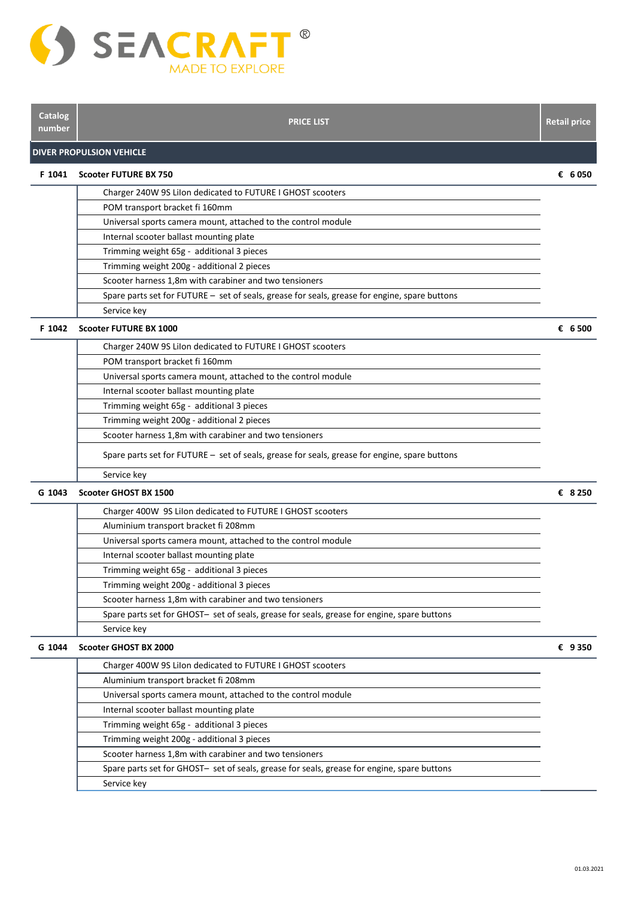# SEACRAFT®

MADE TO EXPLORE

| Catalog number | PRICE LIST | Retail price |
|---|---|---|
| **DIVER PROPULSION VEHICLE** | | |
| **F 1041** | **Scooter FUTURE BX 750** | **€ 6 050** |
| | Charger 240W 9S LiIon dedicated to FUTURE I GHOST scooters | |
| | POM transport bracket fi 160mm | |
| | Universal sports camera mount, attached to the control module | |
| | Internal scooter ballast mounting plate | |
| | Trimming weight 65g - additional 3 pieces | |
| | Trimming weight 200g - additional 2 pieces | |
| | Scooter harness 1,8m with carabiner and two tensioners | |
| | Spare parts set for FUTURE – set of seals, grease for seals, grease for engine, spare buttons | |
| | Service key | |
| **F 1042** | **Scooter FUTURE BX 1000** | **€ 6 500** |
| | Charger 240W 9S LiIon dedicated to FUTURE I GHOST scooters | |
| | POM transport bracket fi 160mm | |
| | Universal sports camera mount, attached to the control module | |
| | Internal scooter ballast mounting plate | |
| | Trimming weight 65g - additional 3 pieces | |
| | Trimming weight 200g - additional 2 pieces | |
| | Scooter harness 1,8m with carabiner and two tensioners | |
| | Spare parts set for FUTURE – set of seals, grease for seals, grease for engine, spare buttons | |
| | Service key | |
| **G 1043** | **Scooter GHOST BX 1500** | **€ 8 250** |
| | Charger 400W 9S LiIon dedicated to FUTURE I GHOST scooters | |
| | Aluminium transport bracket fi 208mm | |
| | Universal sports camera mount, attached to the control module | |
| | Internal scooter ballast mounting plate | |
| | Trimming weight 65g - additional 3 pieces | |
| | Trimming weight 200g - additional 3 pieces | |
| | Scooter harness 1,8m with carabiner and two tensioners | |
| | Spare parts set for GHOST– set of seals, grease for seals, grease for engine, spare buttons | |
| | Service key | |
| **G 1044** | **Scooter GHOST BX 2000** | **€ 9 350** |
| | Charger 400W 9S LiIon dedicated to FUTURE I GHOST scooters | |
| | Aluminium transport bracket fi 208mm | |
| | Universal sports camera mount, attached to the control module | |
| | Internal scooter ballast mounting plate | |
| | Trimming weight 65g - additional 3 pieces | |
| | Trimming weight 200g - additional 3 pieces | |
| | Scooter harness 1,8m with carabiner and two tensioners | |
| | Spare parts set for GHOST– set of seals, grease for seals, grease for engine, spare buttons | |
| | Service key | |

01.03.2021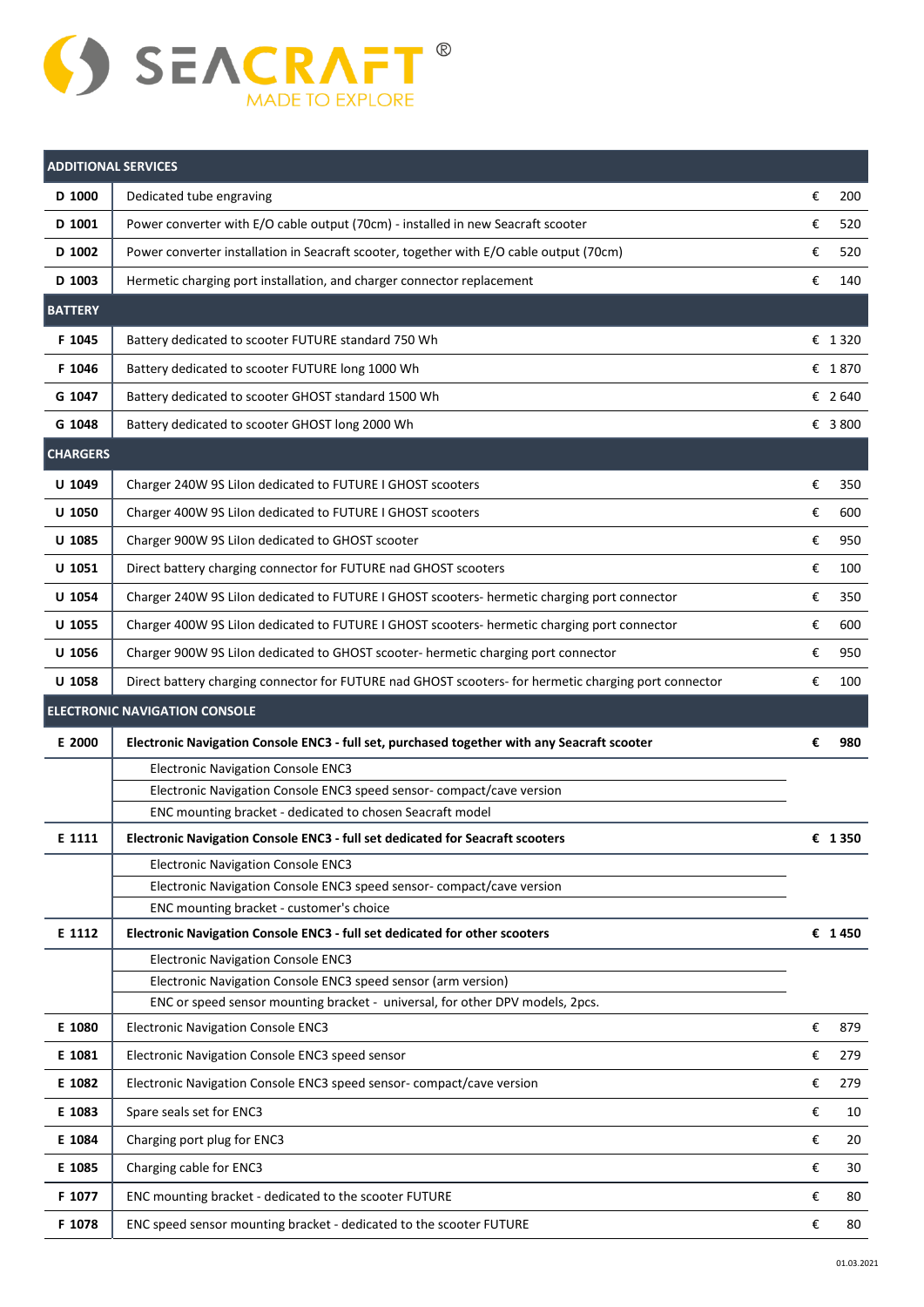# SEACRAFT®

MADE TO EXPLORE

| ADDITIONAL SERVICES | | | |
|---|---|---|---|
| **D 1000** | Dedicated tube engraving | € | 200 |
| **D 1001** | Power converter with E/O cable output (70cm) - installed in new Seacraft scooter | € | 520 |
| **D 1002** | Power converter installation in Seacraft scooter, together with E/O cable output (70cm) | € | 520 |
| **D 1003** | Hermetic charging port installation, and charger connector replacement | € | 140 |
| **BATTERY** | | | |
| **F 1045** | Battery dedicated to scooter FUTURE standard 750 Wh | € | 1 320 |
| **F 1046** | Battery dedicated to scooter FUTURE long 1000 Wh | € | 1 870 |
| **G 1047** | Battery dedicated to scooter GHOST standard 1500 Wh | € | 2 640 |
| **G 1048** | Battery dedicated to scooter GHOST long 2000 Wh | € | 3 800 |
| **CHARGERS** | | | |
| **U 1049** | Charger 240W 9S LiIon dedicated to FUTURE I GHOST scooters | € | 350 |
| **U 1050** | Charger 400W 9S LiIon dedicated to FUTURE I GHOST scooters | € | 600 |
| **U 1085** | Charger 900W 9S LiIon dedicated to GHOST scooter | € | 950 |
| **U 1051** | Direct battery charging connector for FUTURE nad GHOST scooters | € | 100 |
| **U 1054** | Charger 240W 9S LiIon dedicated to FUTURE I GHOST scooters- hermetic charging port connector | € | 350 |
| **U 1055** | Charger 400W 9S LiIon dedicated to FUTURE I GHOST scooters- hermetic charging port connector | € | 600 |
| **U 1056** | Charger 900W 9S LiIon dedicated to GHOST scooter- hermetic charging port connector | € | 950 |
| **U 1058** | Direct battery charging connector for FUTURE nad GHOST scooters- for hermetic charging port connector | € | 100 |
| **ELECTRONIC NAVIGATION CONSOLE** | | | |
| **E 2000** | **Electronic Navigation Console ENC3 - full set, purchased together with any Seacraft scooter** | **€** | **980** |
| | Electronic Navigation Console ENC3 | | |
| | Electronic Navigation Console ENC3 speed sensor- compact/cave version | | |
| | ENC mounting bracket - dedicated to chosen Seacraft model | | |
| **E 1111** | **Electronic Navigation Console ENC3 - full set dedicated for Seacraft scooters** | **€** | **1 350** |
| | Electronic Navigation Console ENC3 | | |
| | Electronic Navigation Console ENC3 speed sensor- compact/cave version | | |
| | ENC mounting bracket - customer's choice | | |
| **E 1112** | **Electronic Navigation Console ENC3 - full set dedicated for other scooters** | **€** | **1 450** |
| | Electronic Navigation Console ENC3 | | |
| | Electronic Navigation Console ENC3 speed sensor (arm version) | | |
| | ENC or speed sensor mounting bracket - universal, for other DPV models, 2pcs. | | |
| **E 1080** | Electronic Navigation Console ENC3 | € | 879 |
| **E 1081** | Electronic Navigation Console ENC3 speed sensor | € | 279 |
| **E 1082** | Electronic Navigation Console ENC3 speed sensor- compact/cave version | € | 279 |
| **E 1083** | Spare seals set for ENC3 | € | 10 |
| **E 1084** | Charging port plug for ENC3 | € | 20 |
| **E 1085** | Charging cable for ENC3 | € | 30 |
| **F 1077** | ENC mounting bracket - dedicated to the scooter FUTURE | € | 80 |
| **F 1078** | ENC speed sensor mounting bracket - dedicated to the scooter FUTURE | € | 80 |

01.03.2021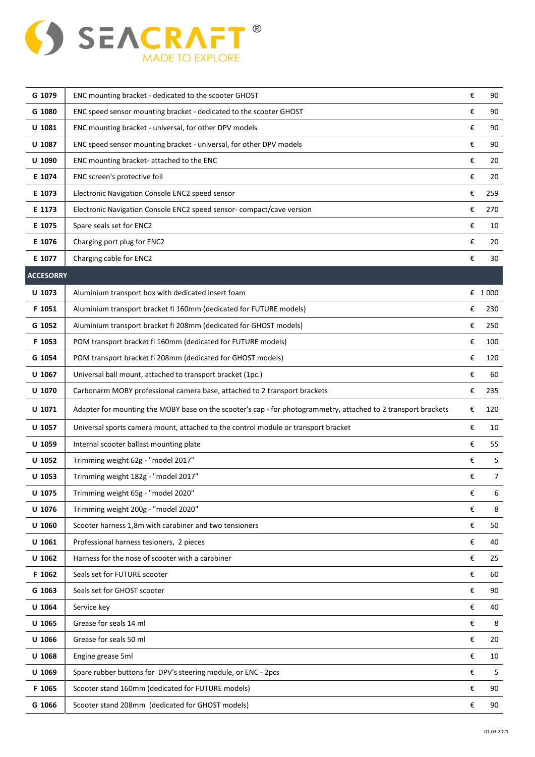| | | | |
|---|---|---|---|
| G 1079 | ENC mounting bracket - dedicated to the scooter GHOST | € | 90 |
| G 1080 | ENC speed sensor mounting bracket - dedicated to the scooter GHOST | € | 90 |
| U 1081 | ENC mounting bracket - universal, for other DPV models | € | 90 |
| U 1087 | ENC speed sensor mounting bracket - universal, for other DPV models | € | 90 |
| U 1090 | ENC mounting bracket- attached to the ENC | € | 20 |
| E 1074 | ENC screen's protective foil | € | 20 |
| E 1073 | Electronic Navigation Console ENC2 speed sensor | € | 259 |
| E 1173 | Electronic Navigation Console ENC2 speed sensor- compact/cave version | € | 270 |
| E 1075 | Spare seals set for ENC2 | € | 10 |
| E 1076 | Charging port plug for ENC2 | € | 20 |
| E 1077 | Charging cable for ENC2 | € | 30 |
| **ACCESORRY** | | | |
| U 1073 | Aluminium transport box with dedicated insert foam | € | 1 000 |
| F 1051 | Aluminium transport bracket fi 160mm (dedicated for FUTURE models) | € | 230 |
| G 1052 | Aluminium transport bracket fi 208mm (dedicated for GHOST models) | € | 250 |
| F 1053 | POM transport bracket fi 160mm (dedicated for FUTURE models) | € | 100 |
| G 1054 | POM transport bracket fi 208mm (dedicated for GHOST models) | € | 120 |
| U 1067 | Universal ball mount, attached to transport bracket (1pc.) | € | 60 |
| U 1070 | Carbonarm MOBY professional camera base, attached to 2 transport brackets | € | 235 |
| U 1071 | Adapter for mounting the MOBY base on the scooter's cap - for photogrammetry, attached to 2 transport brackets | € | 120 |
| U 1057 | Universal sports camera mount, attached to the control module or transport bracket | € | 10 |
| U 1059 | Internal scooter ballast mounting plate | € | 55 |
| U 1052 | Trimming weight 62g - "model 2017" | € | 5 |
| U 1053 | Trimming weight 182g - "model 2017" | € | 7 |
| U 1075 | Trimming weight 65g - "model 2020" | € | 6 |
| U 1076 | Trimming weight 200g - "model 2020" | € | 8 |
| U 1060 | Scooter harness 1,8m with carabiner and two tensioners | € | 50 |
| U 1061 | Professional harness tesioners, 2 pieces | € | 40 |
| U 1062 | Harness for the nose of scooter with a carabiner | € | 25 |
| F 1062 | Seals set for FUTURE scooter | € | 60 |
| G 1063 | Seals set for GHOST scooter | € | 90 |
| U 1064 | Service key | € | 40 |
| U 1065 | Grease for seals 14 ml | € | 8 |
| U 1066 | Grease for seals 50 ml | € | 20 |
| U 1068 | Engine grease 5ml | € | 10 |
| U 1069 | Spare rubber buttons for DPV's steering module, or ENC - 2pcs | € | 5 |
| F 1065 | Scooter stand 160mm (dedicated for FUTURE models) | € | 90 |
| G 1066 | Scooter stand 208mm (dedicated for GHOST models) | € | 90 |

01.03.2021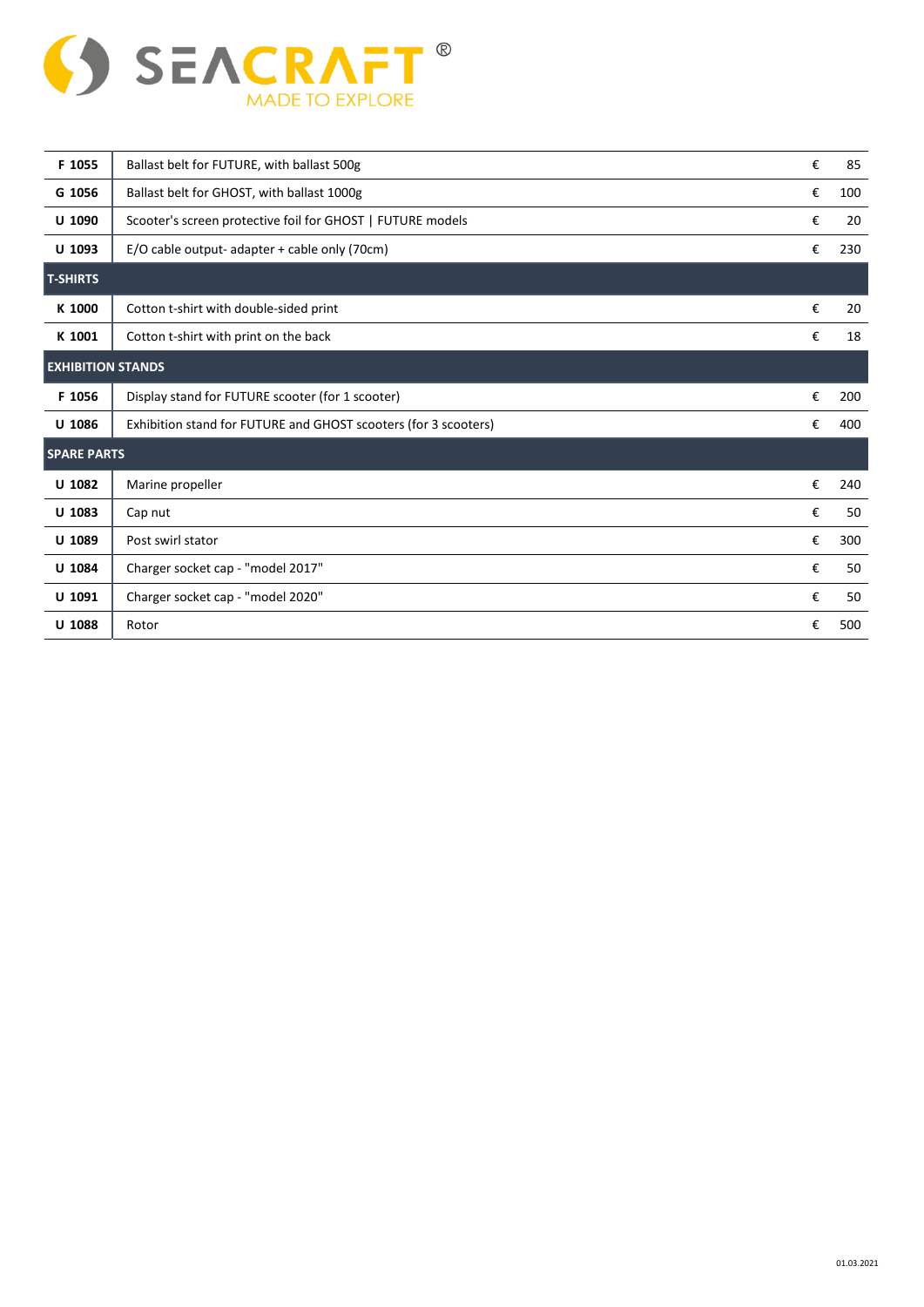**SEACRAFT**®
MADE TO EXPLORE

| | | | |
|---|---|---|---|
| **F 1055** | Ballast belt for FUTURE, with ballast 500g | € | 85 |
| **G 1056** | Ballast belt for GHOST, with ballast 1000g | € | 100 |
| **U 1090** | Scooter's screen protective foil for GHOST \| FUTURE models | € | 20 |
| **U 1093** | E/O cable output- adapter + cable only (70cm) | € | 230 |
| **T-SHIRTS** | | | |
| **K 1000** | Cotton t-shirt with double-sided print | € | 20 |
| **K 1001** | Cotton t-shirt with print on the back | € | 18 |
| **EXHIBITION STANDS** | | | |
| **F 1056** | Display stand for FUTURE scooter (for 1 scooter) | € | 200 |
| **U 1086** | Exhibition stand for FUTURE and GHOST scooters (for 3 scooters) | € | 400 |
| **SPARE PARTS** | | | |
| **U 1082** | Marine propeller | € | 240 |
| **U 1083** | Cap nut | € | 50 |
| **U 1089** | Post swirl stator | € | 300 |
| **U 1084** | Charger socket cap - "model 2017" | € | 50 |
| **U 1091** | Charger socket cap - "model 2020" | € | 50 |
| **U 1088** | Rotor | € | 500 |

01.03.2021